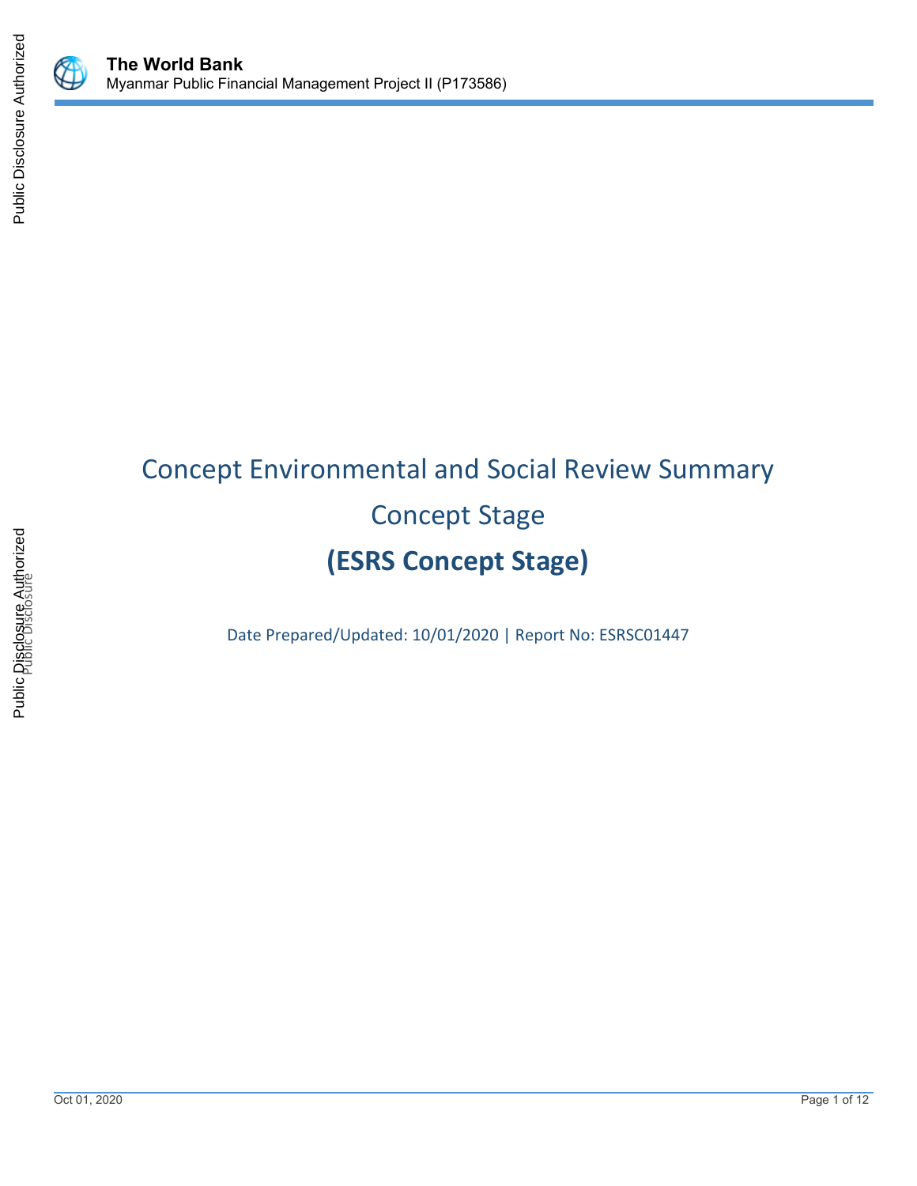# Concept Environmental and Social Review Summary

## Concept Stage

## (ESRS Concept Stage)

Date Prepared/Updated: 10/01/2020 | Report No: ESRSC01447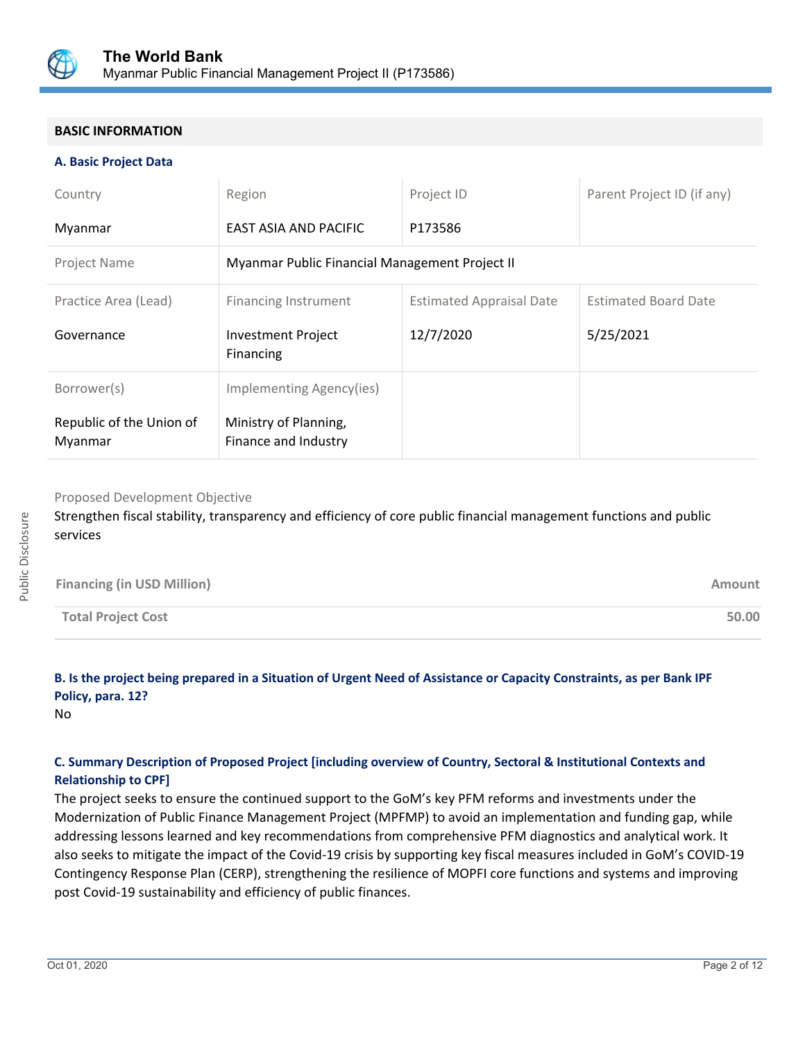## BASIC INFORMATION

### A. Basic Project Data

| Country | Region | Project ID | Parent Project ID (if any) |
|---|---|---|---|
| Myanmar | EAST ASIA AND PACIFIC | P173586 | |
| Project Name | Myanmar Public Financial Management Project II | | |
| Practice Area (Lead) | Financing Instrument | Estimated Appraisal Date | Estimated Board Date |
| Governance | Investment Project Financing | 12/7/2020 | 5/25/2021 |
| Borrower(s) | Implementing Agency(ies) | | |
| Republic of the Union of Myanmar | Ministry of Planning, Finance and Industry | | |

Proposed Development Objective

Strengthen fiscal stability, transparency and efficiency of core public financial management functions and public services

| Financing (in USD Million) | Amount |
|---|---|
| Total Project Cost | 50.00 |

### B. Is the project being prepared in a Situation of Urgent Need of Assistance or Capacity Constraints, as per Bank IPF Policy, para. 12?

No

### C. Summary Description of Proposed Project [including overview of Country, Sectoral & Institutional Contexts and Relationship to CPF]

The project seeks to ensure the continued support to the GoM's key PFM reforms and investments under the Modernization of Public Finance Management Project (MPFMP) to avoid an implementation and funding gap, while addressing lessons learned and key recommendations from comprehensive PFM diagnostics and analytical work. It also seeks to mitigate the impact of the Covid-19 crisis by supporting key fiscal measures included in GoM's COVID-19 Contingency Response Plan (CERP), strengthening the resilience of MOPFI core functions and systems and improving post Covid-19 sustainability and efficiency of public finances.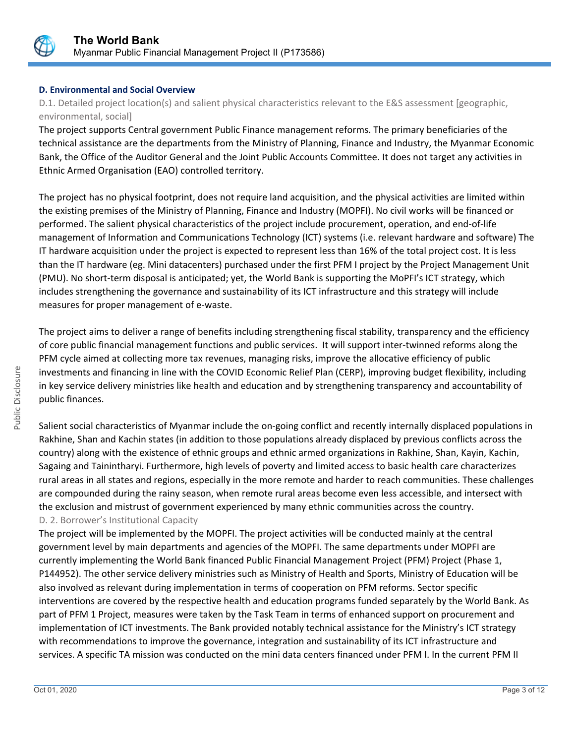### D. Environmental and Social Overview

D.1. Detailed project location(s) and salient physical characteristics relevant to the E&S assessment [geographic, environmental, social]

The project supports Central government Public Finance management reforms. The primary beneficiaries of the technical assistance are the departments from the Ministry of Planning, Finance and Industry, the Myanmar Economic Bank, the Office of the Auditor General and the Joint Public Accounts Committee. It does not target any activities in Ethnic Armed Organisation (EAO) controlled territory.

The project has no physical footprint, does not require land acquisition, and the physical activities are limited within the existing premises of the Ministry of Planning, Finance and Industry (MOPFI). No civil works will be financed or performed. The salient physical characteristics of the project include procurement, operation, and end-of-life management of Information and Communications Technology (ICT) systems (i.e. relevant hardware and software) The IT hardware acquisition under the project is expected to represent less than 16% of the total project cost. It is less than the IT hardware (eg. Mini datacenters) purchased under the first PFM I project by the Project Management Unit (PMU). No short-term disposal is anticipated; yet, the World Bank is supporting the MoPFI's ICT strategy, which includes strengthening the governance and sustainability of its ICT infrastructure and this strategy will include measures for proper management of e-waste.

The project aims to deliver a range of benefits including strengthening fiscal stability, transparency and the efficiency of core public financial management functions and public services. It will support inter-twinned reforms along the PFM cycle aimed at collecting more tax revenues, managing risks, improve the allocative efficiency of public investments and financing in line with the COVID Economic Relief Plan (CERP), improving budget flexibility, including in key service delivery ministries like health and education and by strengthening transparency and accountability of public finances.

Salient social characteristics of Myanmar include the on-going conflict and recently internally displaced populations in Rakhine, Shan and Kachin states (in addition to those populations already displaced by previous conflicts across the country) along with the existence of ethnic groups and ethnic armed organizations in Rakhine, Shan, Kayin, Kachin, Sagaing and Tainintharyi. Furthermore, high levels of poverty and limited access to basic health care characterizes rural areas in all states and regions, especially in the more remote and harder to reach communities. These challenges are compounded during the rainy season, when remote rural areas become even less accessible, and intersect with the exclusion and mistrust of government experienced by many ethnic communities across the country.

D. 2. Borrower's Institutional Capacity

The project will be implemented by the MOPFI. The project activities will be conducted mainly at the central government level by main departments and agencies of the MOPFI. The same departments under MOPFI are currently implementing the World Bank financed Public Financial Management Project (PFM) Project (Phase 1, P144952). The other service delivery ministries such as Ministry of Health and Sports, Ministry of Education will be also involved as relevant during implementation in terms of cooperation on PFM reforms. Sector specific interventions are covered by the respective health and education programs funded separately by the World Bank. As part of PFM 1 Project, measures were taken by the Task Team in terms of enhanced support on procurement and implementation of ICT investments. The Bank provided notably technical assistance for the Ministry's ICT strategy with recommendations to improve the governance, integration and sustainability of its ICT infrastructure and services. A specific TA mission was conducted on the mini data centers financed under PFM I. In the current PFM II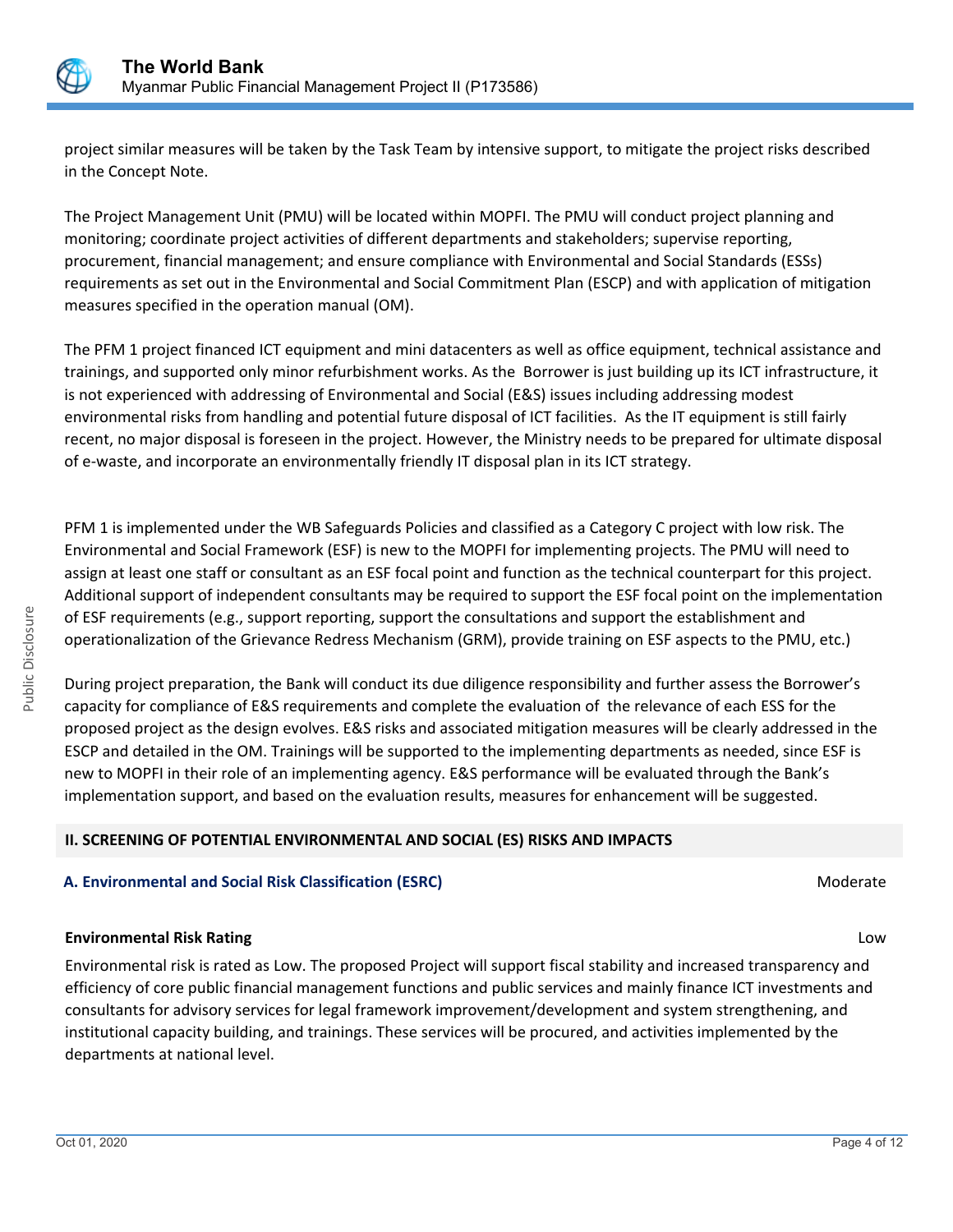project similar measures will be taken by the Task Team by intensive support, to mitigate the project risks described in the Concept Note.

The Project Management Unit (PMU) will be located within MOPFI. The PMU will conduct project planning and monitoring; coordinate project activities of different departments and stakeholders; supervise reporting, procurement, financial management; and ensure compliance with Environmental and Social Standards (ESSs) requirements as set out in the Environmental and Social Commitment Plan (ESCP) and with application of mitigation measures specified in the operation manual (OM).

The PFM 1 project financed ICT equipment and mini datacenters as well as office equipment, technical assistance and trainings, and supported only minor refurbishment works. As the Borrower is just building up its ICT infrastructure, it is not experienced with addressing of Environmental and Social (E&S) issues including addressing modest environmental risks from handling and potential future disposal of ICT facilities. As the IT equipment is still fairly recent, no major disposal is foreseen in the project. However, the Ministry needs to be prepared for ultimate disposal of e-waste, and incorporate an environmentally friendly IT disposal plan in its ICT strategy.

PFM 1 is implemented under the WB Safeguards Policies and classified as a Category C project with low risk. The Environmental and Social Framework (ESF) is new to the MOPFI for implementing projects. The PMU will need to assign at least one staff or consultant as an ESF focal point and function as the technical counterpart for this project. Additional support of independent consultants may be required to support the ESF focal point on the implementation of ESF requirements (e.g., support reporting, support the consultations and support the establishment and operationalization of the Grievance Redress Mechanism (GRM), provide training on ESF aspects to the PMU, etc.)

During project preparation, the Bank will conduct its due diligence responsibility and further assess the Borrower's capacity for compliance of E&S requirements and complete the evaluation of the relevance of each ESS for the proposed project as the design evolves. E&S risks and associated mitigation measures will be clearly addressed in the ESCP and detailed in the OM. Trainings will be supported to the implementing departments as needed, since ESF is new to MOPFI in their role of an implementing agency. E&S performance will be evaluated through the Bank's implementation support, and based on the evaluation results, measures for enhancement will be suggested.

## II. SCREENING OF POTENTIAL ENVIRONMENTAL AND SOCIAL (ES) RISKS AND IMPACTS

### A. Environmental and Social Risk Classification (ESRC)

Moderate

**Environmental Risk Rating**

Low

Environmental risk is rated as Low. The proposed Project will support fiscal stability and increased transparency and efficiency of core public financial management functions and public services and mainly finance ICT investments and consultants for advisory services for legal framework improvement/development and system strengthening, and institutional capacity building, and trainings. These services will be procured, and activities implemented by the departments at national level.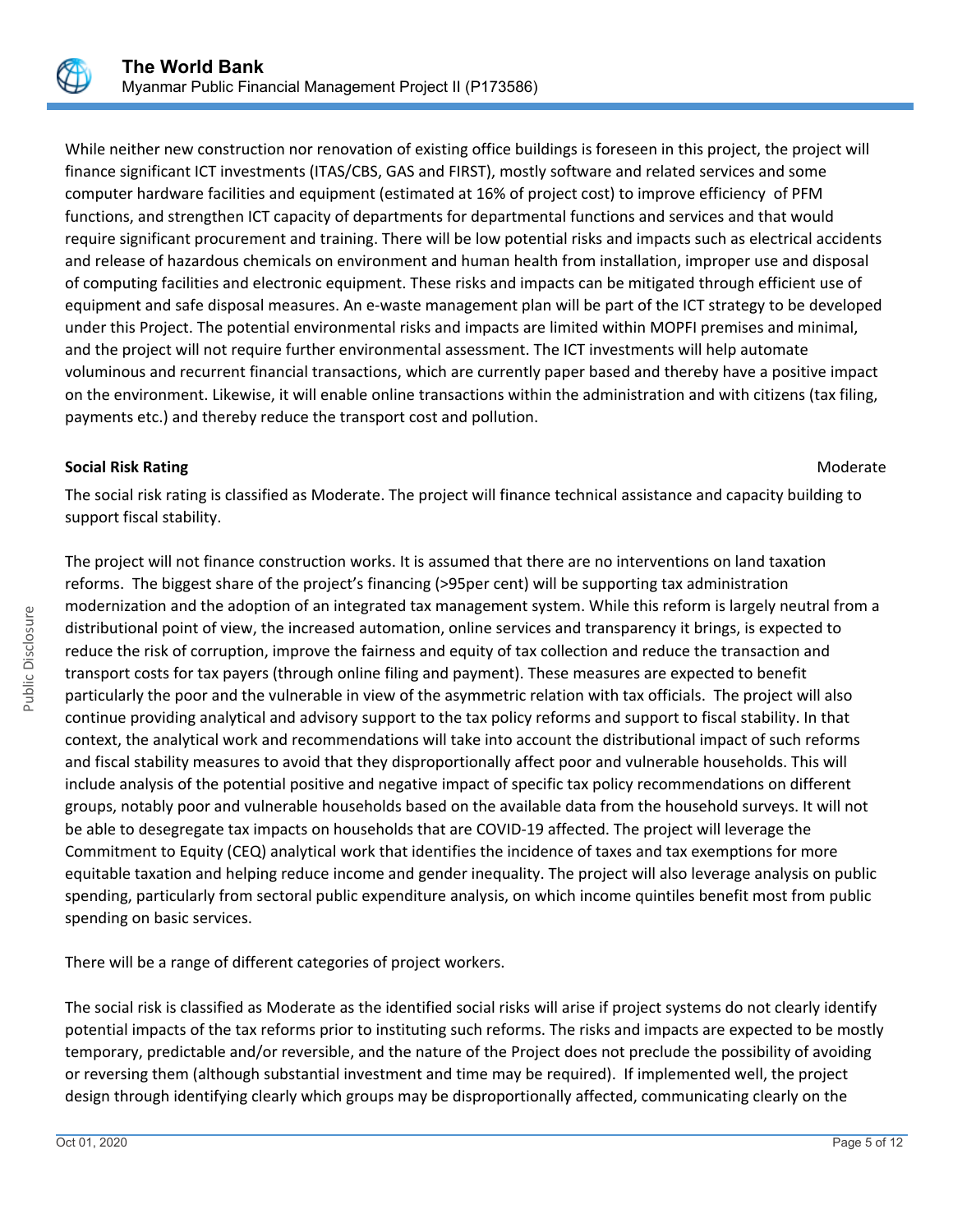While neither new construction nor renovation of existing office buildings is foreseen in this project, the project will finance significant ICT investments (ITAS/CBS, GAS and FIRST), mostly software and related services and some computer hardware facilities and equipment (estimated at 16% of project cost) to improve efficiency of PFM functions, and strengthen ICT capacity of departments for departmental functions and services and that would require significant procurement and training. There will be low potential risks and impacts such as electrical accidents and release of hazardous chemicals on environment and human health from installation, improper use and disposal of computing facilities and electronic equipment. These risks and impacts can be mitigated through efficient use of equipment and safe disposal measures. An e-waste management plan will be part of the ICT strategy to be developed under this Project. The potential environmental risks and impacts are limited within MOPFI premises and minimal, and the project will not require further environmental assessment. The ICT investments will help automate voluminous and recurrent financial transactions, which are currently paper based and thereby have a positive impact on the environment. Likewise, it will enable online transactions within the administration and with citizens (tax filing, payments etc.) and thereby reduce the transport cost and pollution.

**Social Risk Rating** Moderate

The social risk rating is classified as Moderate. The project will finance technical assistance and capacity building to support fiscal stability.

The project will not finance construction works. It is assumed that there are no interventions on land taxation reforms. The biggest share of the project's financing (>95per cent) will be supporting tax administration modernization and the adoption of an integrated tax management system. While this reform is largely neutral from a distributional point of view, the increased automation, online services and transparency it brings, is expected to reduce the risk of corruption, improve the fairness and equity of tax collection and reduce the transaction and transport costs for tax payers (through online filing and payment). These measures are expected to benefit particularly the poor and the vulnerable in view of the asymmetric relation with tax officials. The project will also continue providing analytical and advisory support to the tax policy reforms and support to fiscal stability. In that context, the analytical work and recommendations will take into account the distributional impact of such reforms and fiscal stability measures to avoid that they disproportionally affect poor and vulnerable households. This will include analysis of the potential positive and negative impact of specific tax policy recommendations on different groups, notably poor and vulnerable households based on the available data from the household surveys. It will not be able to desegregate tax impacts on households that are COVID-19 affected. The project will leverage the Commitment to Equity (CEQ) analytical work that identifies the incidence of taxes and tax exemptions for more equitable taxation and helping reduce income and gender inequality. The project will also leverage analysis on public spending, particularly from sectoral public expenditure analysis, on which income quintiles benefit most from public spending on basic services.

There will be a range of different categories of project workers.

The social risk is classified as Moderate as the identified social risks will arise if project systems do not clearly identify potential impacts of the tax reforms prior to instituting such reforms. The risks and impacts are expected to be mostly temporary, predictable and/or reversible, and the nature of the Project does not preclude the possibility of avoiding or reversing them (although substantial investment and time may be required). If implemented well, the project design through identifying clearly which groups may be disproportionally affected, communicating clearly on the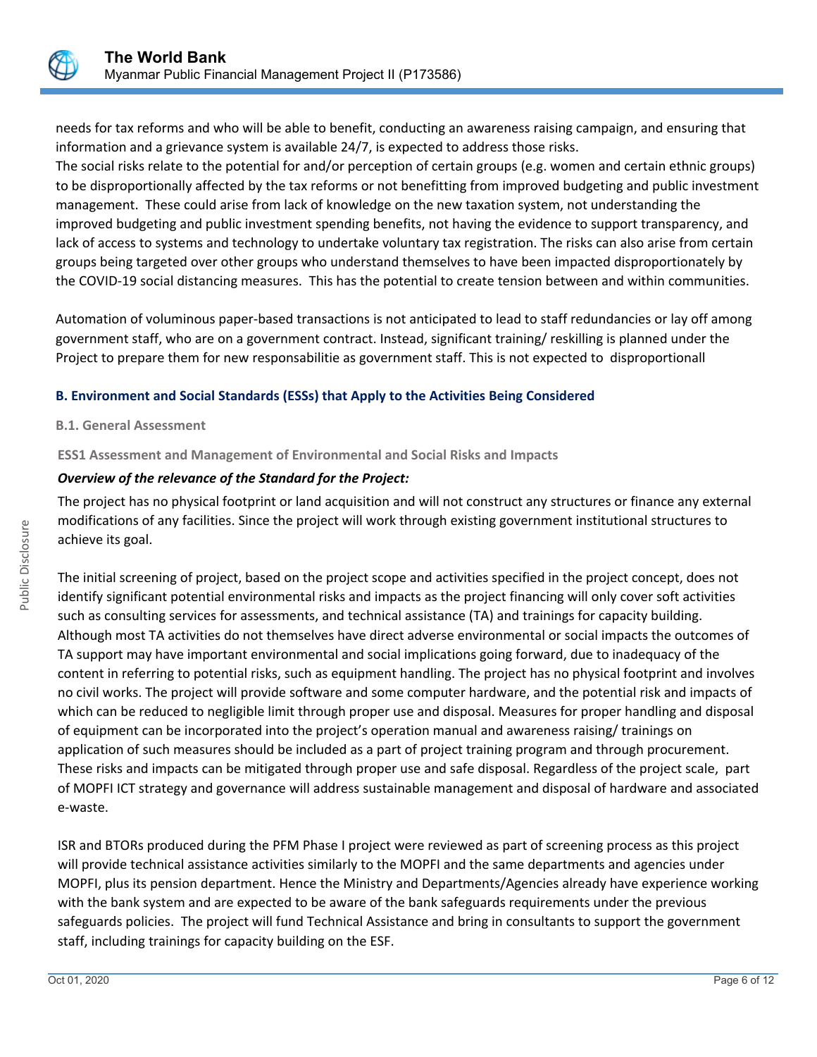needs for tax reforms and who will be able to benefit, conducting an awareness raising campaign, and ensuring that information and a grievance system is available 24/7, is expected to address those risks.
The social risks relate to the potential for and/or perception of certain groups (e.g. women and certain ethnic groups) to be disproportionally affected by the tax reforms or not benefitting from improved budgeting and public investment management. These could arise from lack of knowledge on the new taxation system, not understanding the improved budgeting and public investment spending benefits, not having the evidence to support transparency, and lack of access to systems and technology to undertake voluntary tax registration. The risks can also arise from certain groups being targeted over other groups who understand themselves to have been impacted disproportionately by the COVID-19 social distancing measures. This has the potential to create tension between and within communities.

Automation of voluminous paper-based transactions is not anticipated to lead to staff redundancies or lay off among government staff, who are on a government contract. Instead, significant training/ reskilling is planned under the Project to prepare them for new responsabilitie as government staff. This is not expected to disproportionall

### B. Environment and Social Standards (ESSs) that Apply to the Activities Being Considered

#### B.1. General Assessment

**ESS1 Assessment and Management of Environmental and Social Risks and Impacts**

***Overview of the relevance of the Standard for the Project:***

The project has no physical footprint or land acquisition and will not construct any structures or finance any external modifications of any facilities. Since the project will work through existing government institutional structures to achieve its goal.

The initial screening of project, based on the project scope and activities specified in the project concept, does not identify significant potential environmental risks and impacts as the project financing will only cover soft activities such as consulting services for assessments, and technical assistance (TA) and trainings for capacity building. Although most TA activities do not themselves have direct adverse environmental or social impacts the outcomes of TA support may have important environmental and social implications going forward, due to inadequacy of the content in referring to potential risks, such as equipment handling. The project has no physical footprint and involves no civil works. The project will provide software and some computer hardware, and the potential risk and impacts of which can be reduced to negligible limit through proper use and disposal. Measures for proper handling and disposal of equipment can be incorporated into the project's operation manual and awareness raising/ trainings on application of such measures should be included as a part of project training program and through procurement. These risks and impacts can be mitigated through proper use and safe disposal. Regardless of the project scale, part of MOPFI ICT strategy and governance will address sustainable management and disposal of hardware and associated e-waste.

ISR and BTORs produced during the PFM Phase I project were reviewed as part of screening process as this project will provide technical assistance activities similarly to the MOPFI and the same departments and agencies under MOPFI, plus its pension department. Hence the Ministry and Departments/Agencies already have experience working with the bank system and are expected to be aware of the bank safeguards requirements under the previous safeguards policies. The project will fund Technical Assistance and bring in consultants to support the government staff, including trainings for capacity building on the ESF.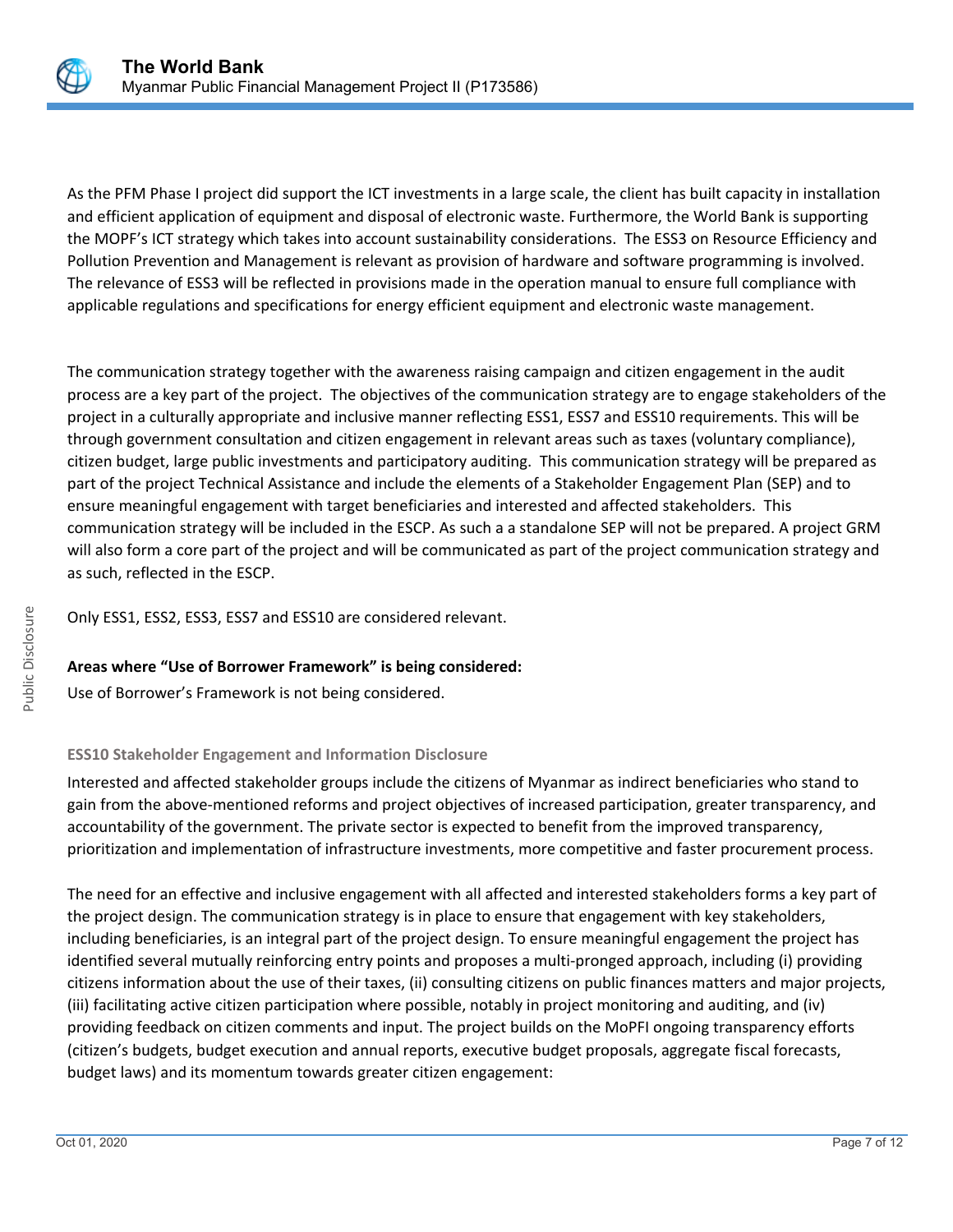As the PFM Phase I project did support the ICT investments in a large scale, the client has built capacity in installation and efficient application of equipment and disposal of electronic waste. Furthermore, the World Bank is supporting the MOPF's ICT strategy which takes into account sustainability considerations. The ESS3 on Resource Efficiency and Pollution Prevention and Management is relevant as provision of hardware and software programming is involved. The relevance of ESS3 will be reflected in provisions made in the operation manual to ensure full compliance with applicable regulations and specifications for energy efficient equipment and electronic waste management.

The communication strategy together with the awareness raising campaign and citizen engagement in the audit process are a key part of the project. The objectives of the communication strategy are to engage stakeholders of the project in a culturally appropriate and inclusive manner reflecting ESS1, ESS7 and ESS10 requirements. This will be through government consultation and citizen engagement in relevant areas such as taxes (voluntary compliance), citizen budget, large public investments and participatory auditing. This communication strategy will be prepared as part of the project Technical Assistance and include the elements of a Stakeholder Engagement Plan (SEP) and to ensure meaningful engagement with target beneficiaries and interested and affected stakeholders. This communication strategy will be included in the ESCP. As such a a standalone SEP will not be prepared. A project GRM will also form a core part of the project and will be communicated as part of the project communication strategy and as such, reflected in the ESCP.

Only ESS1, ESS2, ESS3, ESS7 and ESS10 are considered relevant.

**Areas where "Use of Borrower Framework" is being considered:**

Use of Borrower's Framework is not being considered.

### ESS10 Stakeholder Engagement and Information Disclosure

Interested and affected stakeholder groups include the citizens of Myanmar as indirect beneficiaries who stand to gain from the above-mentioned reforms and project objectives of increased participation, greater transparency, and accountability of the government. The private sector is expected to benefit from the improved transparency, prioritization and implementation of infrastructure investments, more competitive and faster procurement process.

The need for an effective and inclusive engagement with all affected and interested stakeholders forms a key part of the project design. The communication strategy is in place to ensure that engagement with key stakeholders, including beneficiaries, is an integral part of the project design. To ensure meaningful engagement the project has identified several mutually reinforcing entry points and proposes a multi-pronged approach, including (i) providing citizens information about the use of their taxes, (ii) consulting citizens on public finances matters and major projects, (iii) facilitating active citizen participation where possible, notably in project monitoring and auditing, and (iv) providing feedback on citizen comments and input. The project builds on the MoPFI ongoing transparency efforts (citizen's budgets, budget execution and annual reports, executive budget proposals, aggregate fiscal forecasts, budget laws) and its momentum towards greater citizen engagement: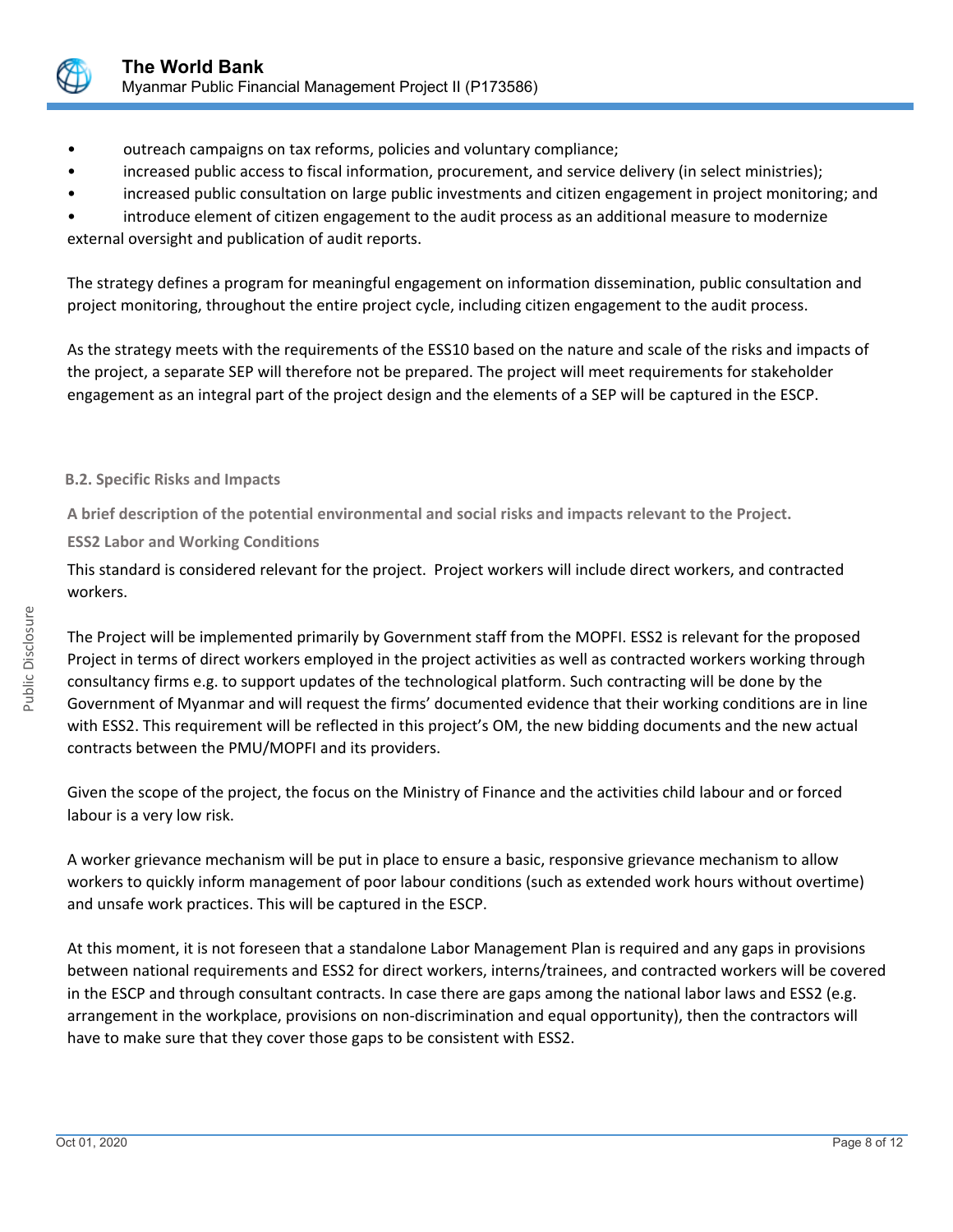- outreach campaigns on tax reforms, policies and voluntary compliance;
- increased public access to fiscal information, procurement, and service delivery (in select ministries);
- increased public consultation on large public investments and citizen engagement in project monitoring; and
- introduce element of citizen engagement to the audit process as an additional measure to modernize external oversight and publication of audit reports.

The strategy defines a program for meaningful engagement on information dissemination, public consultation and project monitoring, throughout the entire project cycle, including citizen engagement to the audit process.

As the strategy meets with the requirements of the ESS10 based on the nature and scale of the risks and impacts of the project, a separate SEP will therefore not be prepared. The project will meet requirements for stakeholder engagement as an integral part of the project design and the elements of a SEP will be captured in the ESCP.

### B.2. Specific Risks and Impacts

**A brief description of the potential environmental and social risks and impacts relevant to the Project.**

**ESS2 Labor and Working Conditions**

This standard is considered relevant for the project. Project workers will include direct workers, and contracted workers.

The Project will be implemented primarily by Government staff from the MOPFI. ESS2 is relevant for the proposed Project in terms of direct workers employed in the project activities as well as contracted workers working through consultancy firms e.g. to support updates of the technological platform. Such contracting will be done by the Government of Myanmar and will request the firms' documented evidence that their working conditions are in line with ESS2. This requirement will be reflected in this project's OM, the new bidding documents and the new actual contracts between the PMU/MOPFI and its providers.

Given the scope of the project, the focus on the Ministry of Finance and the activities child labour and or forced labour is a very low risk.

A worker grievance mechanism will be put in place to ensure a basic, responsive grievance mechanism to allow workers to quickly inform management of poor labour conditions (such as extended work hours without overtime) and unsafe work practices. This will be captured in the ESCP.

At this moment, it is not foreseen that a standalone Labor Management Plan is required and any gaps in provisions between national requirements and ESS2 for direct workers, interns/trainees, and contracted workers will be covered in the ESCP and through consultant contracts. In case there are gaps among the national labor laws and ESS2 (e.g. arrangement in the workplace, provisions on non-discrimination and equal opportunity), then the contractors will have to make sure that they cover those gaps to be consistent with ESS2.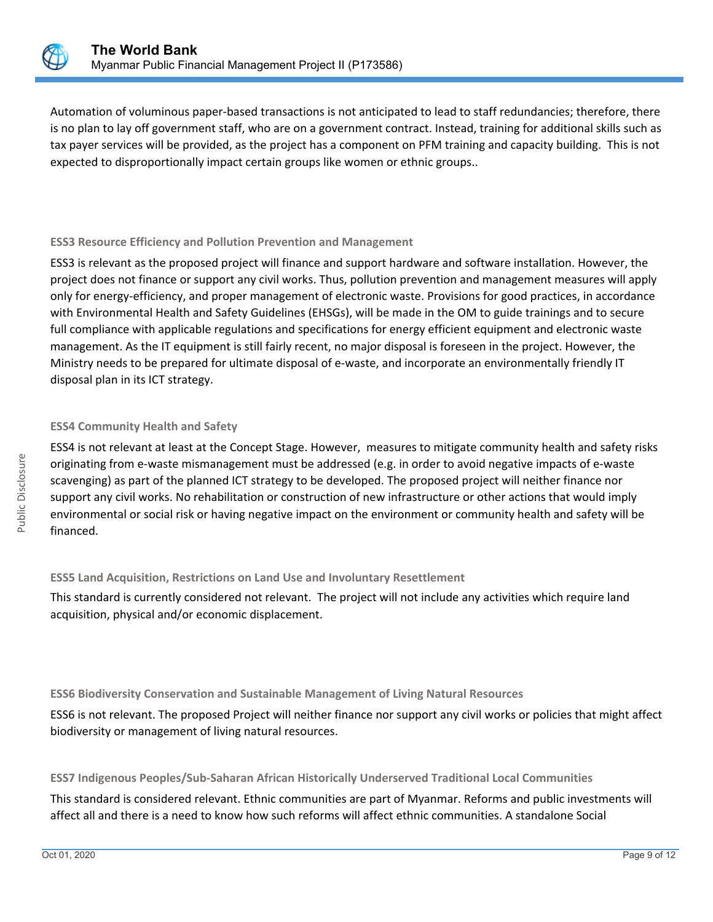Automation of voluminous paper-based transactions is not anticipated to lead to staff redundancies; therefore, there is no plan to lay off government staff, who are on a government contract. Instead, training for additional skills such as tax payer services will be provided, as the project has a component on PFM training and capacity building. This is not expected to disproportionally impact certain groups like women or ethnic groups..

**ESS3 Resource Efficiency and Pollution Prevention and Management**

ESS3 is relevant as the proposed project will finance and support hardware and software installation. However, the project does not finance or support any civil works. Thus, pollution prevention and management measures will apply only for energy-efficiency, and proper management of electronic waste. Provisions for good practices, in accordance with Environmental Health and Safety Guidelines (EHSGs), will be made in the OM to guide trainings and to secure full compliance with applicable regulations and specifications for energy efficient equipment and electronic waste management. As the IT equipment is still fairly recent, no major disposal is foreseen in the project. However, the Ministry needs to be prepared for ultimate disposal of e-waste, and incorporate an environmentally friendly IT disposal plan in its ICT strategy.

**ESS4 Community Health and Safety**

ESS4 is not relevant at least at the Concept Stage. However, measures to mitigate community health and safety risks originating from e-waste mismanagement must be addressed (e.g. in order to avoid negative impacts of e-waste scavenging) as part of the planned ICT strategy to be developed. The proposed project will neither finance nor support any civil works. No rehabilitation or construction of new infrastructure or other actions that would imply environmental or social risk or having negative impact on the environment or community health and safety will be financed.

**ESS5 Land Acquisition, Restrictions on Land Use and Involuntary Resettlement**

This standard is currently considered not relevant. The project will not include any activities which require land acquisition, physical and/or economic displacement.

**ESS6 Biodiversity Conservation and Sustainable Management of Living Natural Resources**

ESS6 is not relevant. The proposed Project will neither finance nor support any civil works or policies that might affect biodiversity or management of living natural resources.

**ESS7 Indigenous Peoples/Sub-Saharan African Historically Underserved Traditional Local Communities**

This standard is considered relevant. Ethnic communities are part of Myanmar. Reforms and public investments will affect all and there is a need to know how such reforms will affect ethnic communities. A standalone Social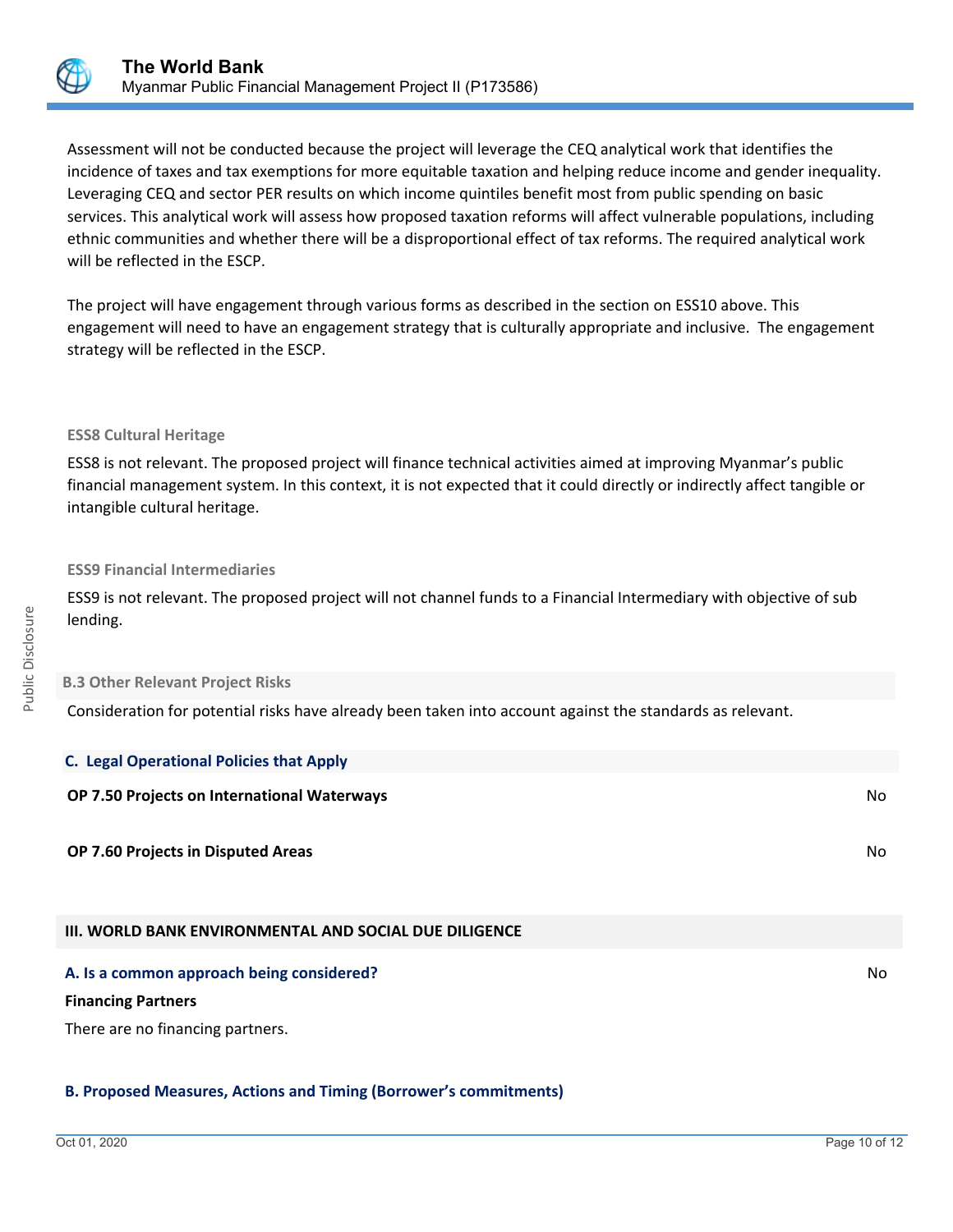Assessment will not be conducted because the project will leverage the CEQ analytical work that identifies the incidence of taxes and tax exemptions for more equitable taxation and helping reduce income and gender inequality. Leveraging CEQ and sector PER results on which income quintiles benefit most from public spending on basic services. This analytical work will assess how proposed taxation reforms will affect vulnerable populations, including ethnic communities and whether there will be a disproportional effect of tax reforms. The required analytical work will be reflected in the ESCP.

The project will have engagement through various forms as described in the section on ESS10 above. This engagement will need to have an engagement strategy that is culturally appropriate and inclusive. The engagement strategy will be reflected in the ESCP.

#### ESS8 Cultural Heritage

ESS8 is not relevant. The proposed project will finance technical activities aimed at improving Myanmar's public financial management system. In this context, it is not expected that it could directly or indirectly affect tangible or intangible cultural heritage.

#### ESS9 Financial Intermediaries

ESS9 is not relevant. The proposed project will not channel funds to a Financial Intermediary with objective of sub lending.

### B.3 Other Relevant Project Risks

Consideration for potential risks have already been taken into account against the standards as relevant.

### C. Legal Operational Policies that Apply

| | |
|---|---|
| **OP 7.50 Projects on International Waterways** | No |
| **OP 7.60 Projects in Disputed Areas** | No |

## III. WORLD BANK ENVIRONMENTAL AND SOCIAL DUE DILIGENCE

### A. Is a common approach being considered?

No

**Financing Partners**

There are no financing partners.

### B. Proposed Measures, Actions and Timing (Borrower's commitments)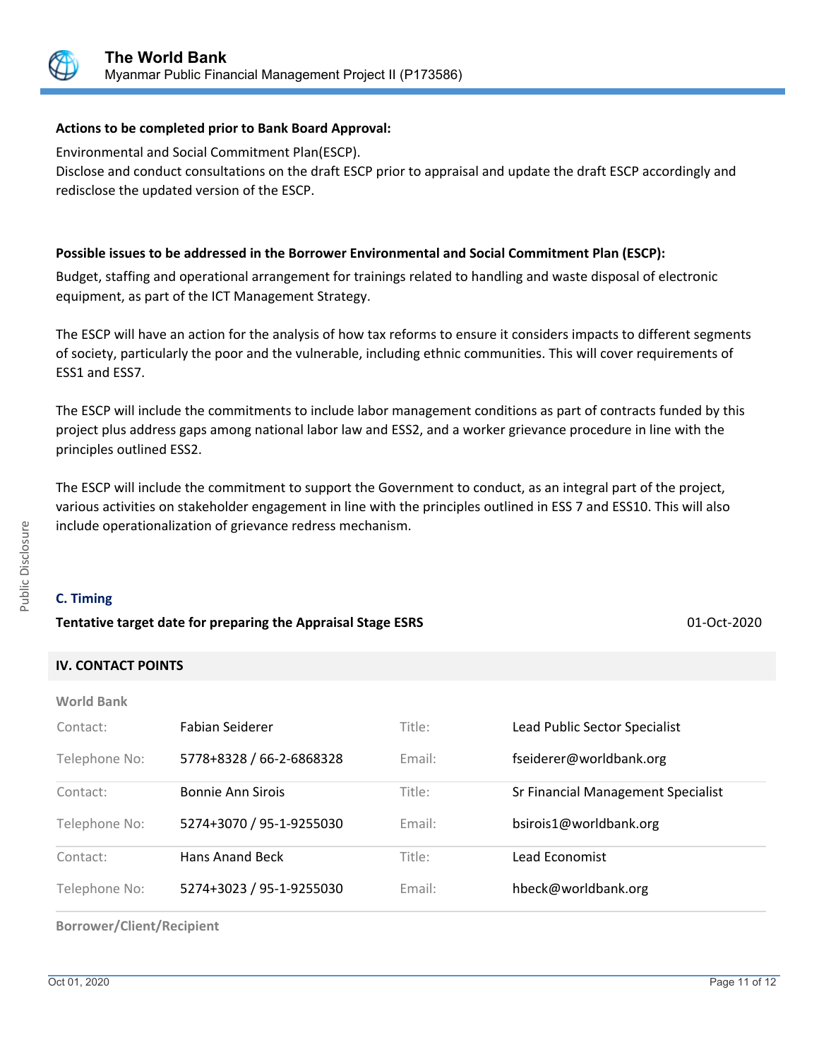**Actions to be completed prior to Bank Board Approval:**

Environmental and Social Commitment Plan(ESCP).
Disclose and conduct consultations on the draft ESCP prior to appraisal and update the draft ESCP accordingly and redisclose the updated version of the ESCP.

**Possible issues to be addressed in the Borrower Environmental and Social Commitment Plan (ESCP):**

Budget, staffing and operational arrangement for trainings related to handling and waste disposal of electronic equipment, as part of the ICT Management Strategy.

The ESCP will have an action for the analysis of how tax reforms to ensure it considers impacts to different segments of society, particularly the poor and the vulnerable, including ethnic communities. This will cover requirements of ESS1 and ESS7.

The ESCP will include the commitments to include labor management conditions as part of contracts funded by this project plus address gaps among national labor law and ESS2, and a worker grievance procedure in line with the principles outlined ESS2.

The ESCP will include the commitment to support the Government to conduct, as an integral part of the project, various activities on stakeholder engagement in line with the principles outlined in ESS 7 and ESS10. This will also include operationalization of grievance redress mechanism.

### C. Timing

**Tentative target date for preparing the Appraisal Stage ESRS** 01-Oct-2020

## IV. CONTACT POINTS

**World Bank**

| | | | |
|---|---|---|---|
| Contact: | Fabian Seiderer | Title: | Lead Public Sector Specialist |
| Telephone No: | 5778+8328 / 66-2-6868328 | Email: | fseiderer@worldbank.org |
| Contact: | Bonnie Ann Sirois | Title: | Sr Financial Management Specialist |
| Telephone No: | 5274+3070 / 95-1-9255030 | Email: | bsirois1@worldbank.org |
| Contact: | Hans Anand Beck | Title: | Lead Economist |
| Telephone No: | 5274+3023 / 95-1-9255030 | Email: | hbeck@worldbank.org |

**Borrower/Client/Recipient**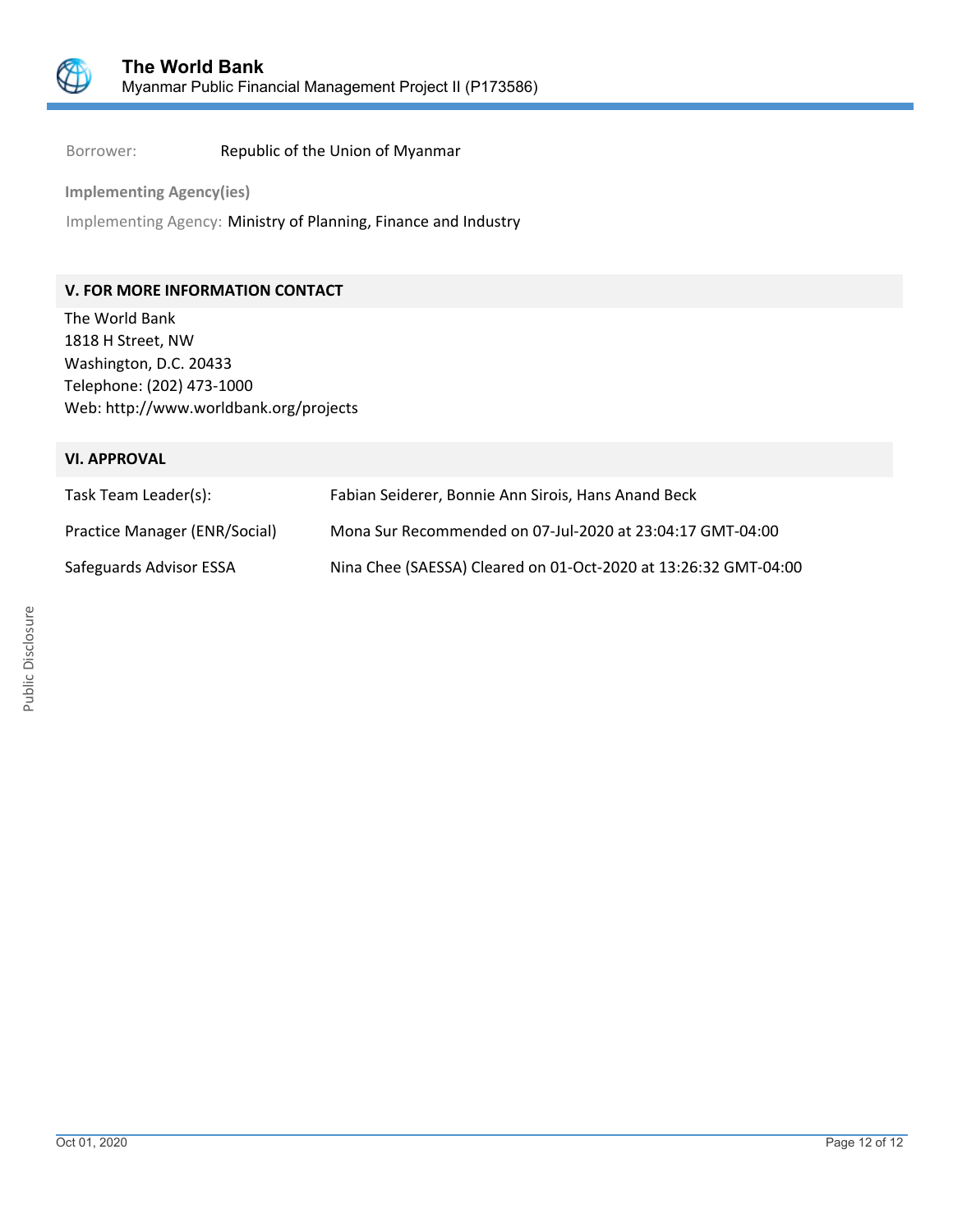Borrower: Republic of the Union of Myanmar

**Implementing Agency(ies)**

Implementing Agency: Ministry of Planning, Finance and Industry

## V. FOR MORE INFORMATION CONTACT

The World Bank
1818 H Street, NW
Washington, D.C. 20433
Telephone: (202) 473-1000
Web: http://www.worldbank.org/projects

## VI. APPROVAL

| | |
|---|---|
| Task Team Leader(s): | Fabian Seiderer, Bonnie Ann Sirois, Hans Anand Beck |
| Practice Manager (ENR/Social) | Mona Sur Recommended on 07-Jul-2020 at 23:04:17 GMT-04:00 |
| Safeguards Advisor ESSA | Nina Chee (SAESSA) Cleared on 01-Oct-2020 at 13:26:32 GMT-04:00 |